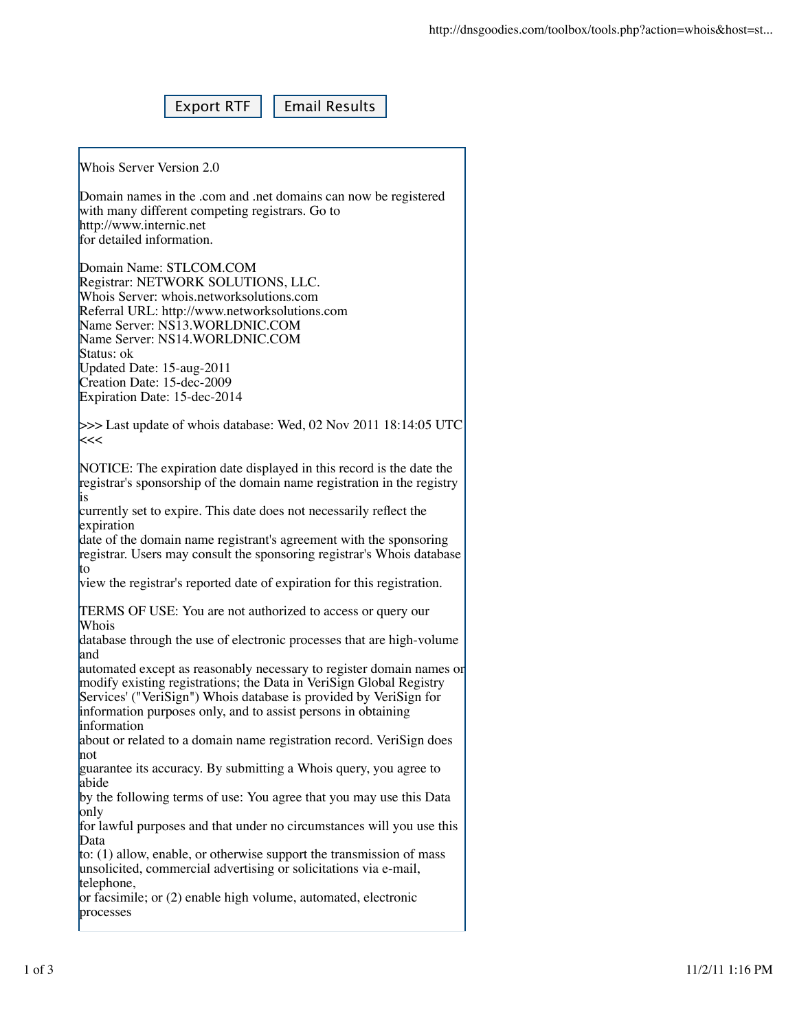Export RTF    Email Results

Whois Server Version 2.0

Domain names in the .com and .net domains can now be registered with many different competing registrars. Go to http://www.internic.net for detailed information.

Domain Name: STLCOM.COM
Registrar: NETWORK SOLUTIONS, LLC.
Whois Server: whois.networksolutions.com
Referral URL: http://www.networksolutions.com
Name Server: NS13.WORLDNIC.COM
Name Server: NS14.WORLDNIC.COM
Status: ok
Updated Date: 15-aug-2011
Creation Date: 15-dec-2009
Expiration Date: 15-dec-2014

>>> Last update of whois database: Wed, 02 Nov 2011 18:14:05 UTC <<<

NOTICE: The expiration date displayed in this record is the date the registrar's sponsorship of the domain name registration in the registry is currently set to expire. This date does not necessarily reflect the expiration date of the domain name registrant's agreement with the sponsoring registrar. Users may consult the sponsoring registrar's Whois database to view the registrar's reported date of expiration for this registration.

TERMS OF USE: You are not authorized to access or query our Whois database through the use of electronic processes that are high-volume and automated except as reasonably necessary to register domain names or modify existing registrations; the Data in VeriSign Global Registry Services' ("VeriSign") Whois database is provided by VeriSign for information purposes only, and to assist persons in obtaining information about or related to a domain name registration record. VeriSign does not guarantee its accuracy. By submitting a Whois query, you agree to abide by the following terms of use: You agree that you may use this Data only for lawful purposes and that under no circumstances will you use this Data to: (1) allow, enable, or otherwise support the transmission of mass unsolicited, commercial advertising or solicitations via e-mail, telephone, or facsimile; or (2) enable high volume, automated, electronic processes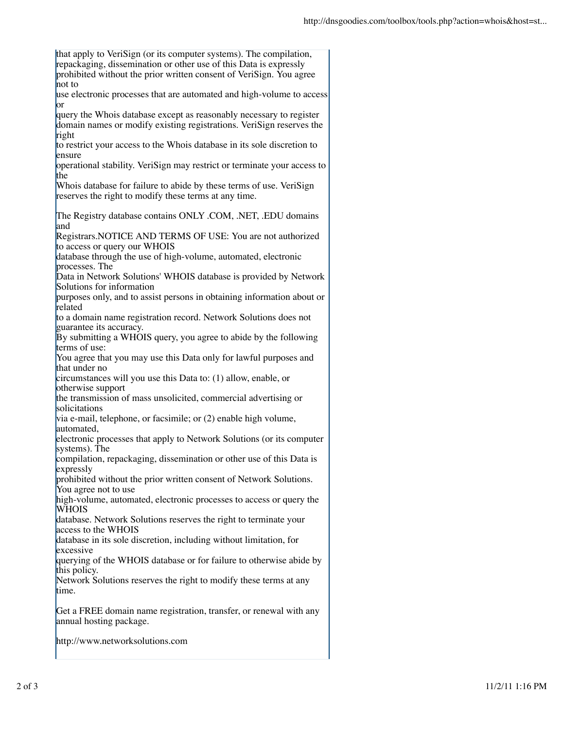that apply to VeriSign (or its computer systems). The compilation, repackaging, dissemination or other use of this Data is expressly prohibited without the prior written consent of VeriSign. You agree not to
use electronic processes that are automated and high-volume to access or
query the Whois database except as reasonably necessary to register domain names or modify existing registrations. VeriSign reserves the right
to restrict your access to the Whois database in its sole discretion to ensure
operational stability. VeriSign may restrict or terminate your access to the
Whois database for failure to abide by these terms of use. VeriSign reserves the right to modify these terms at any time.

The Registry database contains ONLY .COM, .NET, .EDU domains and
Registrars.NOTICE AND TERMS OF USE: You are not authorized to access or query our WHOIS
database through the use of high-volume, automated, electronic processes. The
Data in Network Solutions' WHOIS database is provided by Network Solutions for information
purposes only, and to assist persons in obtaining information about or related
to a domain name registration record. Network Solutions does not guarantee its accuracy.
By submitting a WHOIS query, you agree to abide by the following terms of use:
You agree that you may use this Data only for lawful purposes and that under no
circumstances will you use this Data to: (1) allow, enable, or otherwise support
the transmission of mass unsolicited, commercial advertising or solicitations
via e-mail, telephone, or facsimile; or (2) enable high volume, automated,
electronic processes that apply to Network Solutions (or its computer systems). The
compilation, repackaging, dissemination or other use of this Data is expressly
prohibited without the prior written consent of Network Solutions. You agree not to use
high-volume, automated, electronic processes to access or query the WHOIS
database. Network Solutions reserves the right to terminate your access to the WHOIS
database in its sole discretion, including without limitation, for excessive
querying of the WHOIS database or for failure to otherwise abide by this policy.
Network Solutions reserves the right to modify these terms at any time.

Get a FREE domain name registration, transfer, or renewal with any annual hosting package.

http://www.networksolutions.com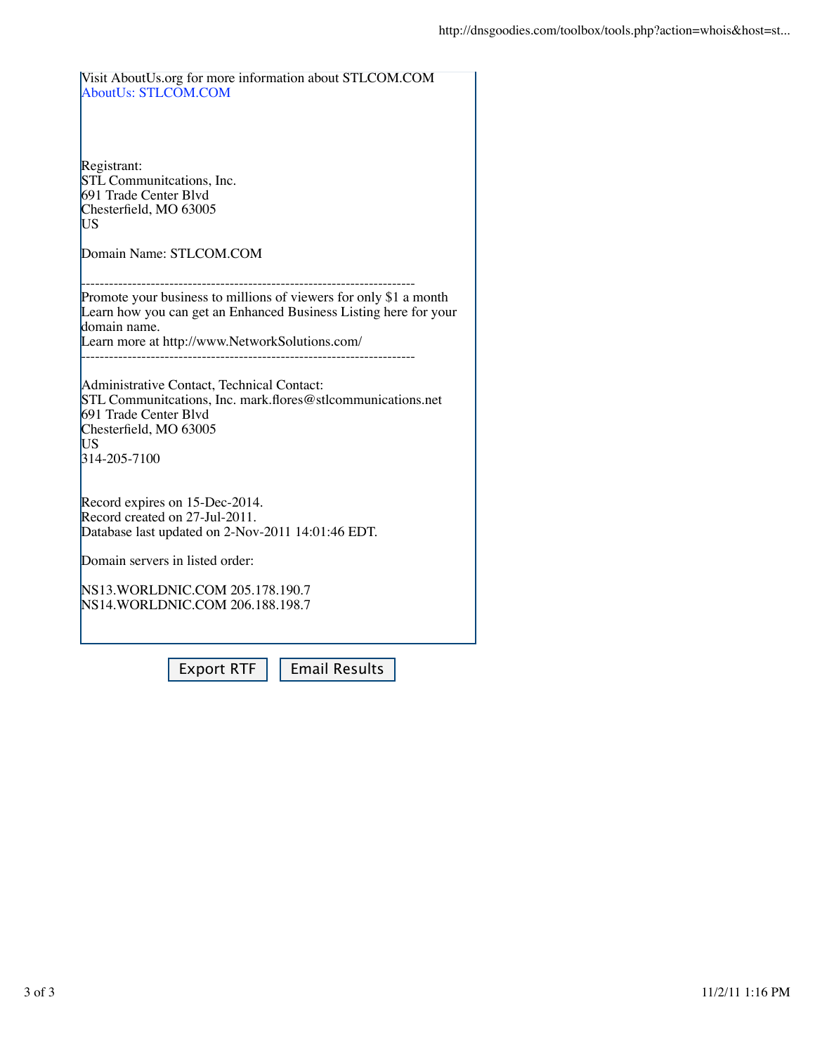Visit AboutUs.org for more information about STLCOM.COM
AboutUs: STLCOM.COM

Registrant:
STL Communitcations, Inc.
691 Trade Center Blvd
Chesterfield, MO 63005
US

Domain Name: STLCOM.COM

-----------------------------------------------------------------------
Promote your business to millions of viewers for only $1 a month
Learn how you can get an Enhanced Business Listing here for your domain name.
Learn more at http://www.NetworkSolutions.com/
-----------------------------------------------------------------------

Administrative Contact, Technical Contact:
STL Communitcations, Inc. mark.flores@stlcommunications.net
691 Trade Center Blvd
Chesterfield, MO 63005
US
314-205-7100

Record expires on 15-Dec-2014.
Record created on 27-Jul-2011.
Database last updated on 2-Nov-2011 14:01:46 EDT.

Domain servers in listed order:

NS13.WORLDNIC.COM 205.178.190.7
NS14.WORLDNIC.COM 206.188.198.7

Export RTF | Email Results